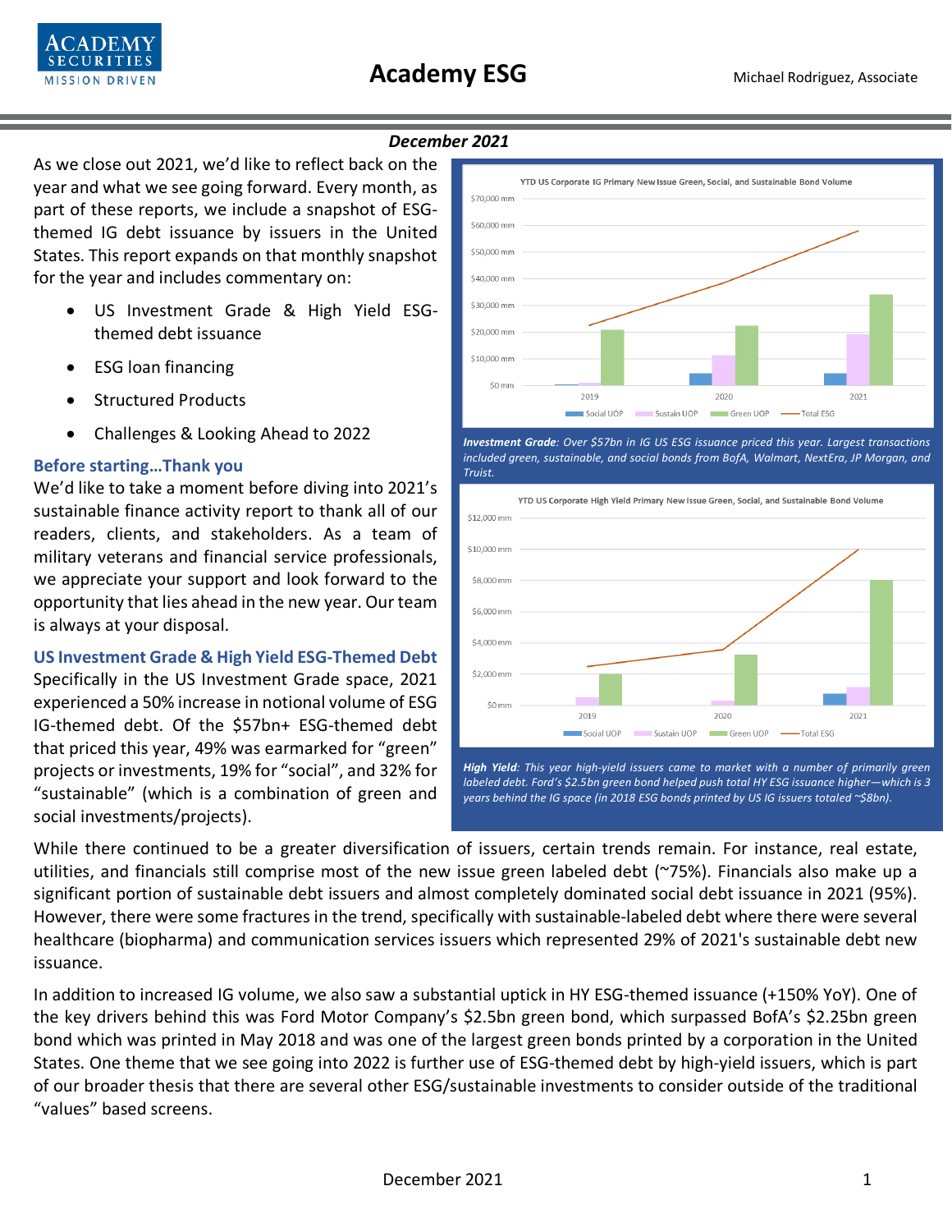# Academy ESG

Michael Rodriguez, Associate

*December 2021*

As we close out 2021, we'd like to reflect back on the year and what we see going forward. Every month, as part of these reports, we include a snapshot of ESG-themed IG debt issuance by issuers in the United States. This report expands on that monthly snapshot for the year and includes commentary on:

- US Investment Grade & High Yield ESG-themed debt issuance
- ESG loan financing
- Structured Products
- Challenges & Looking Ahead to 2022

## Before starting…Thank you

We'd like to take a moment before diving into 2021's sustainable finance activity report to thank all of our readers, clients, and stakeholders. As a team of military veterans and financial service professionals, we appreciate your support and look forward to the opportunity that lies ahead in the new year. Our team is always at your disposal.

## US Investment Grade & High Yield ESG-Themed Debt

Specifically in the US Investment Grade space, 2021 experienced a 50% increase in notional volume of ESG IG-themed debt. Of the $57bn+ ESG-themed debt that priced this year, 49% was earmarked for "green" projects or investments, 19% for "social", and 32% for "sustainable" (which is a combination of green and social investments/projects).

***Investment Grade**: Over $57bn in IG US ESG issuance priced this year. Largest transactions included green, sustainable, and social bonds from BofA, Walmart, NextEra, JP Morgan, and Truist.*

***High Yield**: This year high-yield issuers came to market with a number of primarily green labeled debt. Ford's $2.5bn green bond helped push total HY ESG issuance higher—which is 3 years behind the IG space (in 2018 ESG bonds printed by US IG issuers totaled ~$8bn).*

While there continued to be a greater diversification of issuers, certain trends remain. For instance, real estate, utilities, and financials still comprise most of the new issue green labeled debt (~75%). Financials also make up a significant portion of sustainable debt issuers and almost completely dominated social debt issuance in 2021 (95%). However, there were some fractures in the trend, specifically with sustainable-labeled debt where there were several healthcare (biopharma) and communication services issuers which represented 29% of 2021's sustainable debt new issuance.

In addition to increased IG volume, we also saw a substantial uptick in HY ESG-themed issuance (+150% YoY). One of the key drivers behind this was Ford Motor Company's $2.5bn green bond, which surpassed BofA's $2.25bn green bond which was printed in May 2018 and was one of the largest green bonds printed by a corporation in the United States. One theme that we see going into 2022 is further use of ESG-themed debt by high-yield issuers, which is part of our broader thesis that there are several other ESG/sustainable investments to consider outside of the traditional "values" based screens.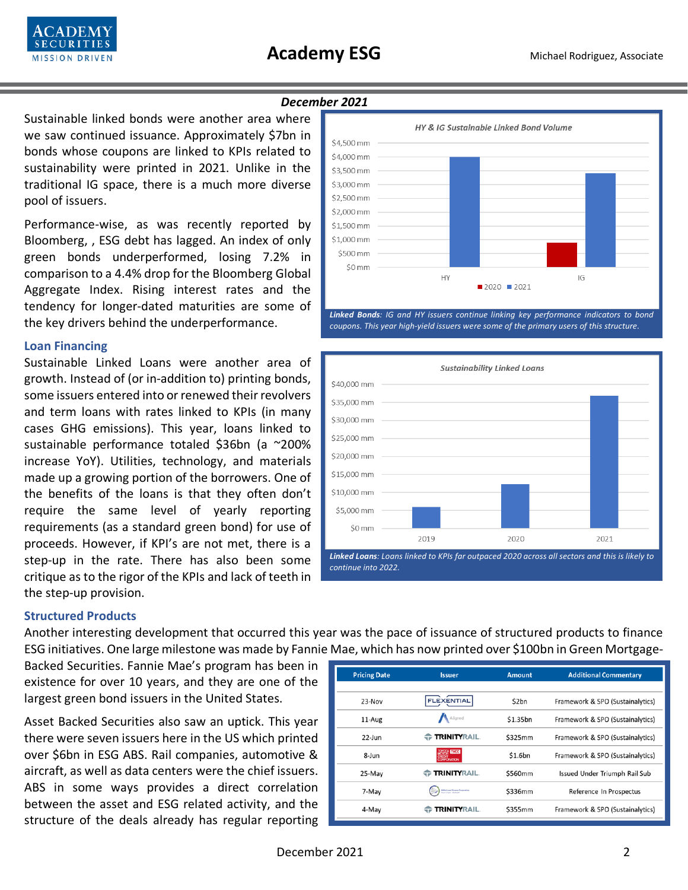*December 2021*

Sustainable linked bonds were another area where we saw continued issuance. Approximately $7bn in bonds whose coupons are linked to KPIs related to sustainability were printed in 2021. Unlike in the traditional IG space, there is a much more diverse pool of issuers.

Performance-wise, as was recently reported by Bloomberg, , ESG debt has lagged. An index of only green bonds underperformed, losing 7.2% in comparison to a 4.4% drop for the Bloomberg Global Aggregate Index. Rising interest rates and the tendency for longer-dated maturities are some of the key drivers behind the underperformance.

**HY & IG Sustainable Linked Bond Volume**

***Linked Bonds**: IG and HY issuers continue linking key performance indicators to bond coupons. This year high-yield issuers were some of the primary users of this structure.*

### Loan Financing

Sustainable Linked Loans were another area of growth. Instead of (or in-addition to) printing bonds, some issuers entered into or renewed their revolvers and term loans with rates linked to KPIs (in many cases GHG emissions). This year, loans linked to sustainable performance totaled $36bn (a ~200% increase YoY). Utilities, technology, and materials made up a growing portion of the borrowers. One of the benefits of the loans is that they often don't require the same level of yearly reporting requirements (as a standard green bond) for use of proceeds. However, if KPI's are not met, there is a step-up in the rate. There has also been some critique as to the rigor of the KPIs and lack of teeth in the step-up provision.

**Sustainability Linked Loans**

***Linked Loans**: Loans linked to KPIs far outpaced 2020 across all sectors and this is likely to continue into 2022.*

### Structured Products

Another interesting development that occurred this year was the pace of issuance of structured products to finance ESG initiatives. One large milestone was made by Fannie Mae, which has now printed over $100bn in Green Mortgage-Backed Securities. Fannie Mae's program has been in existence for over 10 years, and they are one of the largest green bond issuers in the United States.

Asset Backed Securities also saw an uptick. This year there were seven issuers here in the US which printed over $6bn in ESG ABS. Rail companies, automotive & aircraft, as well as data centers were the chief issuers. ABS in some ways provides a direct correlation between the asset and ESG related activity, and the structure of the deals already has regular reporting

| Pricing Date | Issuer | Amount | Additional Commentary |
|---|---|---|---|
| 23-Nov | FLEXENTIAL | $2bn | Framework & SPO (Sustainalytics) |
| 11-Aug | Aligned | $1.35bn | Framework & SPO (Sustainalytics) |
| 22-Jun | TRINITYRAIL | $325mm | Framework & SPO (Sustainalytics) |
| 8-Jun | TOYOTA MOTOR CREDIT CORPORATION | $1.6bn | Framework & SPO (Sustainalytics) |
| 25-May | TRINITYRAIL | $560mm | Issued Under Triumph Rail Sub |
| 7-May | | $336mm | Reference In Prospectus |
| 4-May | TRINITYRAIL | $355mm | Framework & SPO (Sustainalytics) |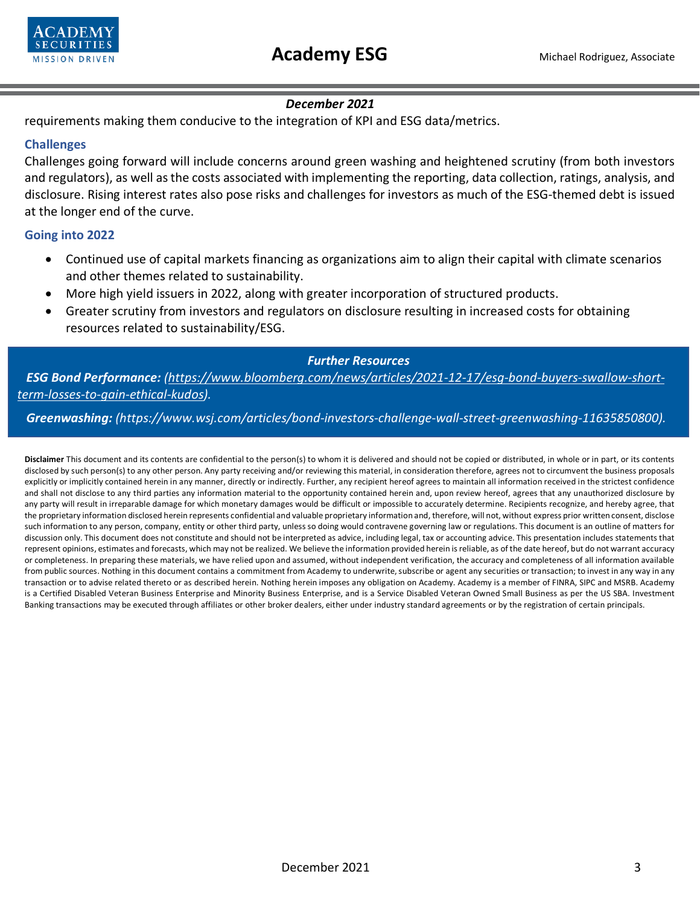requirements making them conducive to the integration of KPI and ESG data/metrics.

### Challenges

Challenges going forward will include concerns around green washing and heightened scrutiny (from both investors and regulators), as well as the costs associated with implementing the reporting, data collection, ratings, analysis, and disclosure. Rising interest rates also pose risks and challenges for investors as much of the ESG-themed debt is issued at the longer end of the curve.

### Going into 2022

- Continued use of capital markets financing as organizations aim to align their capital with climate scenarios and other themes related to sustainability.
- More high yield issuers in 2022, along with greater incorporation of structured products.
- Greater scrutiny from investors and regulators on disclosure resulting in increased costs for obtaining resources related to sustainability/ESG.

***Further Resources***

***ESG Bond Performance:*** *(https://www.bloomberg.com/news/articles/2021-12-17/esg-bond-buyers-swallow-short-term-losses-to-gain-ethical-kudos).*

***Greenwashing:*** *(https://www.wsj.com/articles/bond-investors-challenge-wall-street-greenwashing-11635850800).*

**Disclaimer** This document and its contents are confidential to the person(s) to whom it is delivered and should not be copied or distributed, in whole or in part, or its contents disclosed by such person(s) to any other person. Any party receiving and/or reviewing this material, in consideration therefore, agrees not to circumvent the business proposals explicitly or implicitly contained herein in any manner, directly or indirectly. Further, any recipient hereof agrees to maintain all information received in the strictest confidence and shall not disclose to any third parties any information material to the opportunity contained herein and, upon review hereof, agrees that any unauthorized disclosure by any party will result in irreparable damage for which monetary damages would be difficult or impossible to accurately determine. Recipients recognize, and hereby agree, that the proprietary information disclosed herein represents confidential and valuable proprietary information and, therefore, will not, without express prior written consent, disclose such information to any person, company, entity or other third party, unless so doing would contravene governing law or regulations. This document is an outline of matters for discussion only. This document does not constitute and should not be interpreted as advice, including legal, tax or accounting advice. This presentation includes statements that represent opinions, estimates and forecasts, which may not be realized. We believe the information provided herein is reliable, as of the date hereof, but do not warrant accuracy or completeness. In preparing these materials, we have relied upon and assumed, without independent verification, the accuracy and completeness of all information available from public sources. Nothing in this document contains a commitment from Academy to underwrite, subscribe or agent any securities or transaction; to invest in any way in any transaction or to advise related thereto or as described herein. Nothing herein imposes any obligation on Academy. Academy is a member of FINRA, SIPC and MSRB. Academy is a Certified Disabled Veteran Business Enterprise and Minority Business Enterprise, and is a Service Disabled Veteran Owned Small Business as per the US SBA. Investment Banking transactions may be executed through affiliates or other broker dealers, either under industry standard agreements or by the registration of certain principals.